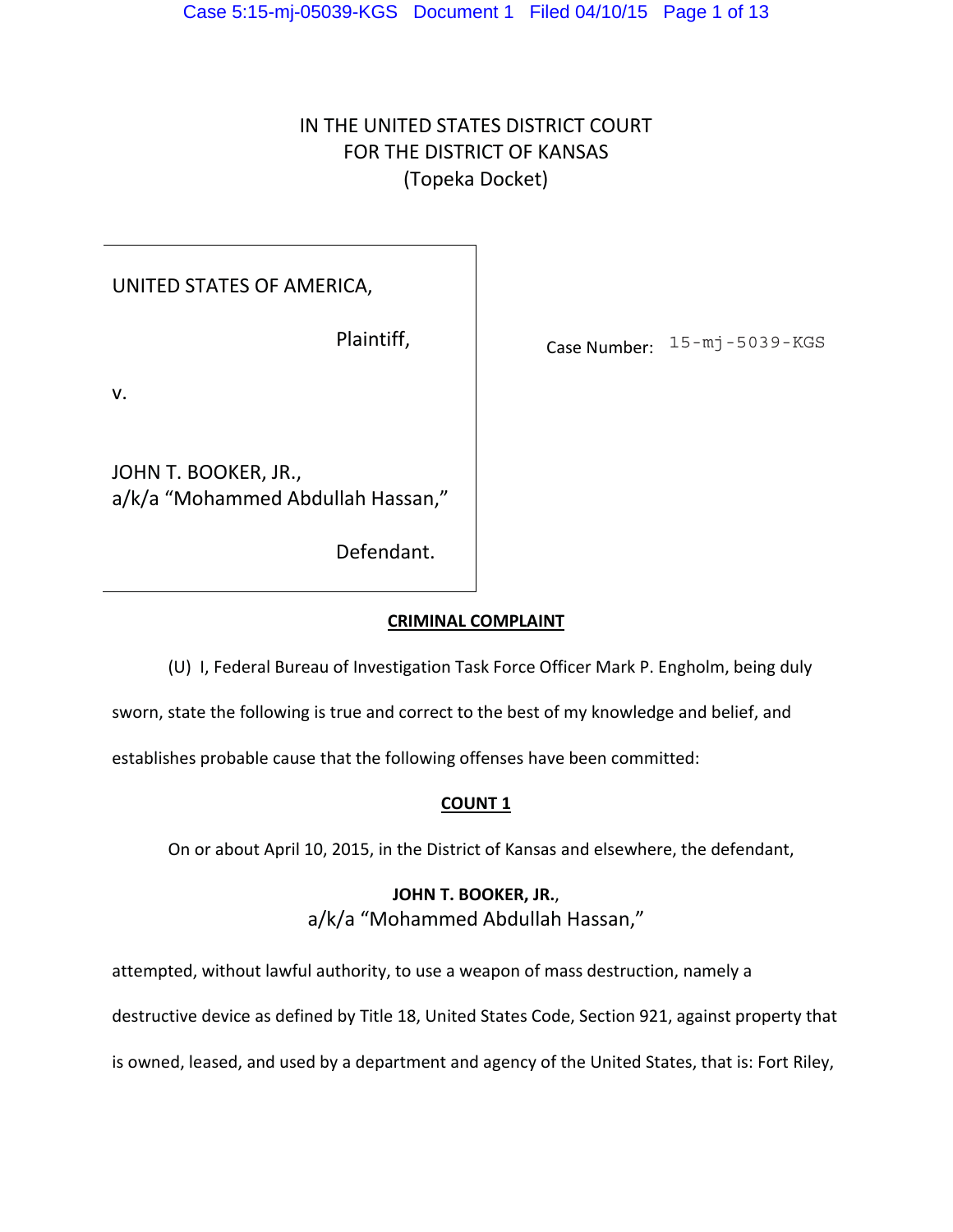IN THE UNITED STATES DISTRICT COURT
FOR THE DISTRICT OF KANSAS
(Topeka Docket)

| | |
|---|---|
| UNITED STATES OF AMERICA,<br><br>Plaintiff,<br><br>v.<br><br>JOHN T. BOOKER, JR.,<br>a/k/a "Mohammed Abdullah Hassan,"<br><br>Defendant. | Case Number: 15-mj-5039-KGS |

## CRIMINAL COMPLAINT

(U) I, Federal Bureau of Investigation Task Force Officer Mark P. Engholm, being duly sworn, state the following is true and correct to the best of my knowledge and belief, and establishes probable cause that the following offenses have been committed:

## COUNT 1

On or about April 10, 2015, in the District of Kansas and elsewhere, the defendant,

**JOHN T. BOOKER, JR.**,
a/k/a "Mohammed Abdullah Hassan,"

attempted, without lawful authority, to use a weapon of mass destruction, namely a destructive device as defined by Title 18, United States Code, Section 921, against property that is owned, leased, and used by a department and agency of the United States, that is: Fort Riley,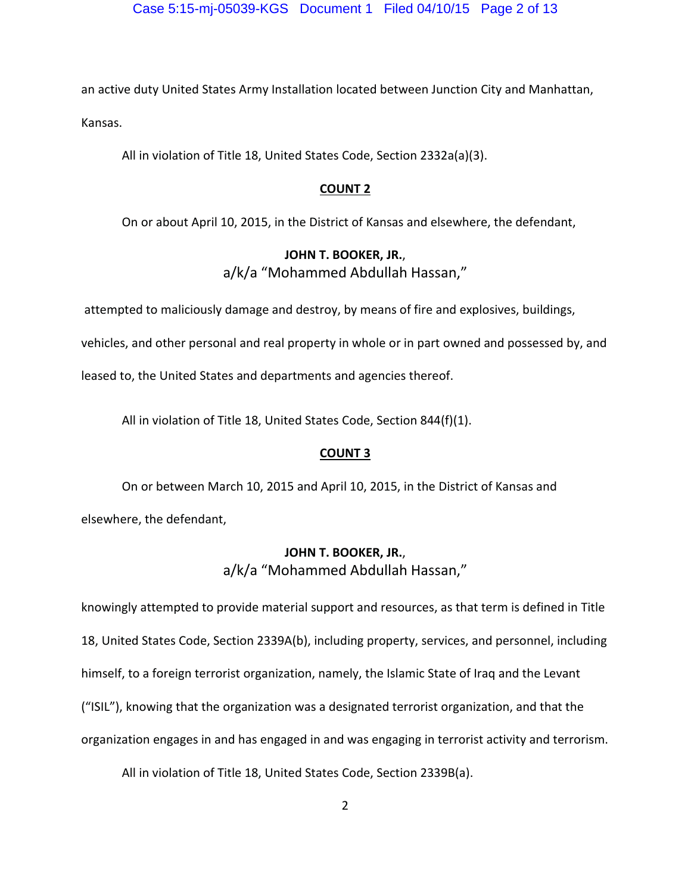an active duty United States Army Installation located between Junction City and Manhattan, Kansas.

All in violation of Title 18, United States Code, Section 2332a(a)(3).

## COUNT 2

On or about April 10, 2015, in the District of Kansas and elsewhere, the defendant,

**JOHN T. BOOKER, JR.**,
a/k/a "Mohammed Abdullah Hassan,"

attempted to maliciously damage and destroy, by means of fire and explosives, buildings, vehicles, and other personal and real property in whole or in part owned and possessed by, and leased to, the United States and departments and agencies thereof.

All in violation of Title 18, United States Code, Section 844(f)(1).

## COUNT 3

On or between March 10, 2015 and April 10, 2015, in the District of Kansas and elsewhere, the defendant,

**JOHN T. BOOKER, JR.**,
a/k/a "Mohammed Abdullah Hassan,"

knowingly attempted to provide material support and resources, as that term is defined in Title 18, United States Code, Section 2339A(b), including property, services, and personnel, including himself, to a foreign terrorist organization, namely, the Islamic State of Iraq and the Levant ("ISIL"), knowing that the organization was a designated terrorist organization, and that the organization engages in and has engaged in and was engaging in terrorist activity and terrorism.

All in violation of Title 18, United States Code, Section 2339B(a).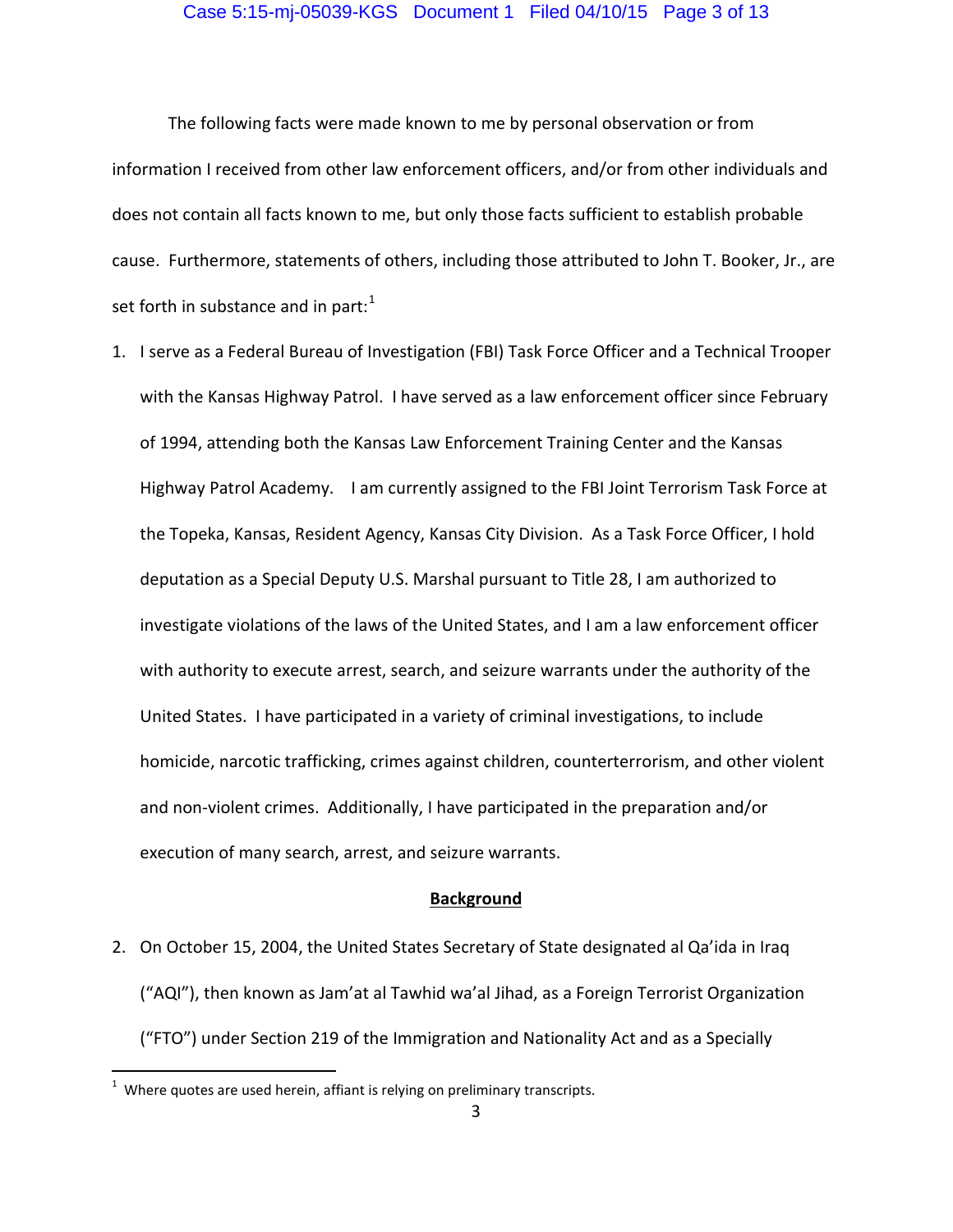The following facts were made known to me by personal observation or from information I received from other law enforcement officers, and/or from other individuals and does not contain all facts known to me, but only those facts sufficient to establish probable cause. Furthermore, statements of others, including those attributed to John T. Booker, Jr., are set forth in substance and in part:[1]

1. I serve as a Federal Bureau of Investigation (FBI) Task Force Officer and a Technical Trooper with the Kansas Highway Patrol. I have served as a law enforcement officer since February of 1994, attending both the Kansas Law Enforcement Training Center and the Kansas Highway Patrol Academy. I am currently assigned to the FBI Joint Terrorism Task Force at the Topeka, Kansas, Resident Agency, Kansas City Division. As a Task Force Officer, I hold deputation as a Special Deputy U.S. Marshal pursuant to Title 28, I am authorized to investigate violations of the laws of the United States, and I am a law enforcement officer with authority to execute arrest, search, and seizure warrants under the authority of the United States. I have participated in a variety of criminal investigations, to include homicide, narcotic trafficking, crimes against children, counterterrorism, and other violent and non-violent crimes. Additionally, I have participated in the preparation and/or execution of many search, arrest, and seizure warrants.

**Background**

2. On October 15, 2004, the United States Secretary of State designated al Qa'ida in Iraq ("AQI"), then known as Jam'at al Tawhid wa'al Jihad, as a Foreign Terrorist Organization ("FTO") under Section 219 of the Immigration and Nationality Act and as a Specially

[1] Where quotes are used herein, affiant is relying on preliminary transcripts.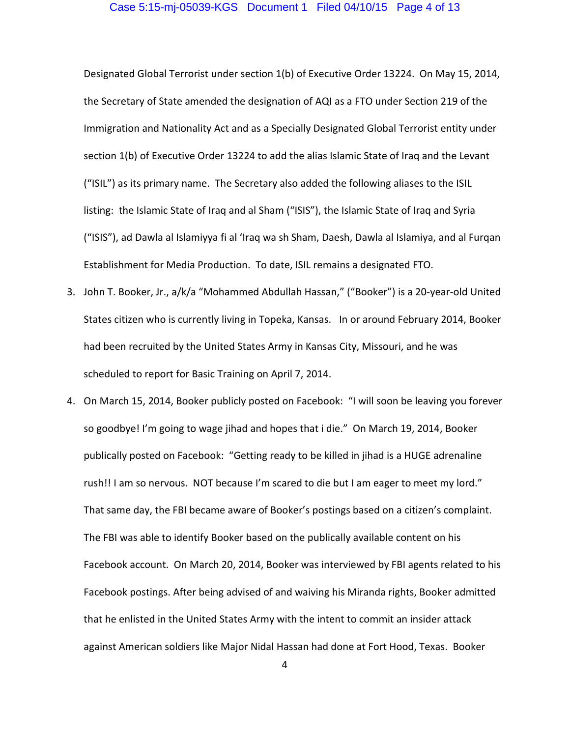Designated Global Terrorist under section 1(b) of Executive Order 13224. On May 15, 2014, the Secretary of State amended the designation of AQI as a FTO under Section 219 of the Immigration and Nationality Act and as a Specially Designated Global Terrorist entity under section 1(b) of Executive Order 13224 to add the alias Islamic State of Iraq and the Levant ("ISIL") as its primary name. The Secretary also added the following aliases to the ISIL listing: the Islamic State of Iraq and al Sham ("ISIS"), the Islamic State of Iraq and Syria ("ISIS"), ad Dawla al Islamiyya fi al 'Iraq wa sh Sham, Daesh, Dawla al Islamiya, and al Furqan Establishment for Media Production. To date, ISIL remains a designated FTO.

3. John T. Booker, Jr., a/k/a "Mohammed Abdullah Hassan," ("Booker") is a 20-year-old United States citizen who is currently living in Topeka, Kansas. In or around February 2014, Booker had been recruited by the United States Army in Kansas City, Missouri, and he was scheduled to report for Basic Training on April 7, 2014.

4. On March 15, 2014, Booker publicly posted on Facebook: "I will soon be leaving you forever so goodbye! I'm going to wage jihad and hopes that i die." On March 19, 2014, Booker publically posted on Facebook: "Getting ready to be killed in jihad is a HUGE adrenaline rush!! I am so nervous. NOT because I'm scared to die but I am eager to meet my lord." That same day, the FBI became aware of Booker's postings based on a citizen's complaint. The FBI was able to identify Booker based on the publically available content on his Facebook account. On March 20, 2014, Booker was interviewed by FBI agents related to his Facebook postings. After being advised of and waiving his Miranda rights, Booker admitted that he enlisted in the United States Army with the intent to commit an insider attack against American soldiers like Major Nidal Hassan had done at Fort Hood, Texas. Booker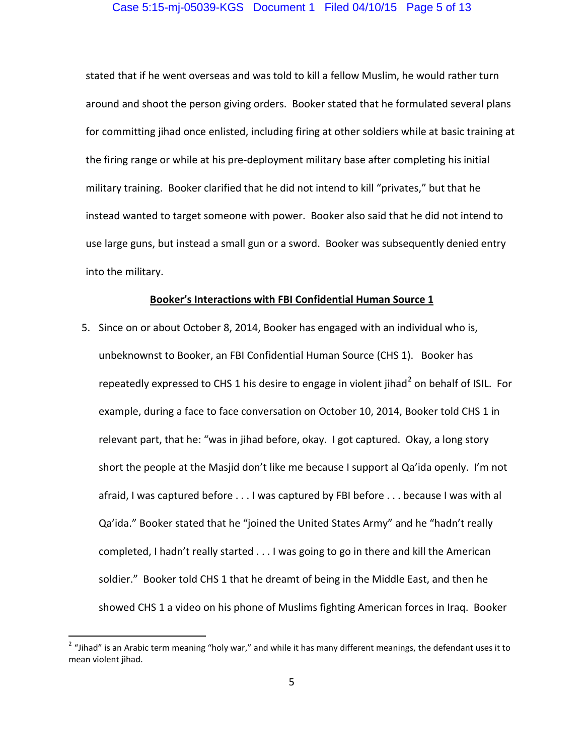stated that if he went overseas and was told to kill a fellow Muslim, he would rather turn around and shoot the person giving orders. Booker stated that he formulated several plans for committing jihad once enlisted, including firing at other soldiers while at basic training at the firing range or while at his pre-deployment military base after completing his initial military training. Booker clarified that he did not intend to kill "privates," but that he instead wanted to target someone with power. Booker also said that he did not intend to use large guns, but instead a small gun or a sword. Booker was subsequently denied entry into the military.

**Booker's Interactions with FBI Confidential Human Source 1**

5. Since on or about October 8, 2014, Booker has engaged with an individual who is, unbeknownst to Booker, an FBI Confidential Human Source (CHS 1). Booker has repeatedly expressed to CHS 1 his desire to engage in violent jihad[2] on behalf of ISIL. For example, during a face to face conversation on October 10, 2014, Booker told CHS 1 in relevant part, that he: "was in jihad before, okay. I got captured. Okay, a long story short the people at the Masjid don't like me because I support al Qa'ida openly. I'm not afraid, I was captured before . . . I was captured by FBI before . . . because I was with al Qa'ida." Booker stated that he "joined the United States Army" and he "hadn't really completed, I hadn't really started . . . I was going to go in there and kill the American soldier." Booker told CHS 1 that he dreamt of being in the Middle East, and then he showed CHS 1 a video on his phone of Muslims fighting American forces in Iraq. Booker

[2] "Jihad" is an Arabic term meaning "holy war," and while it has many different meanings, the defendant uses it to mean violent jihad.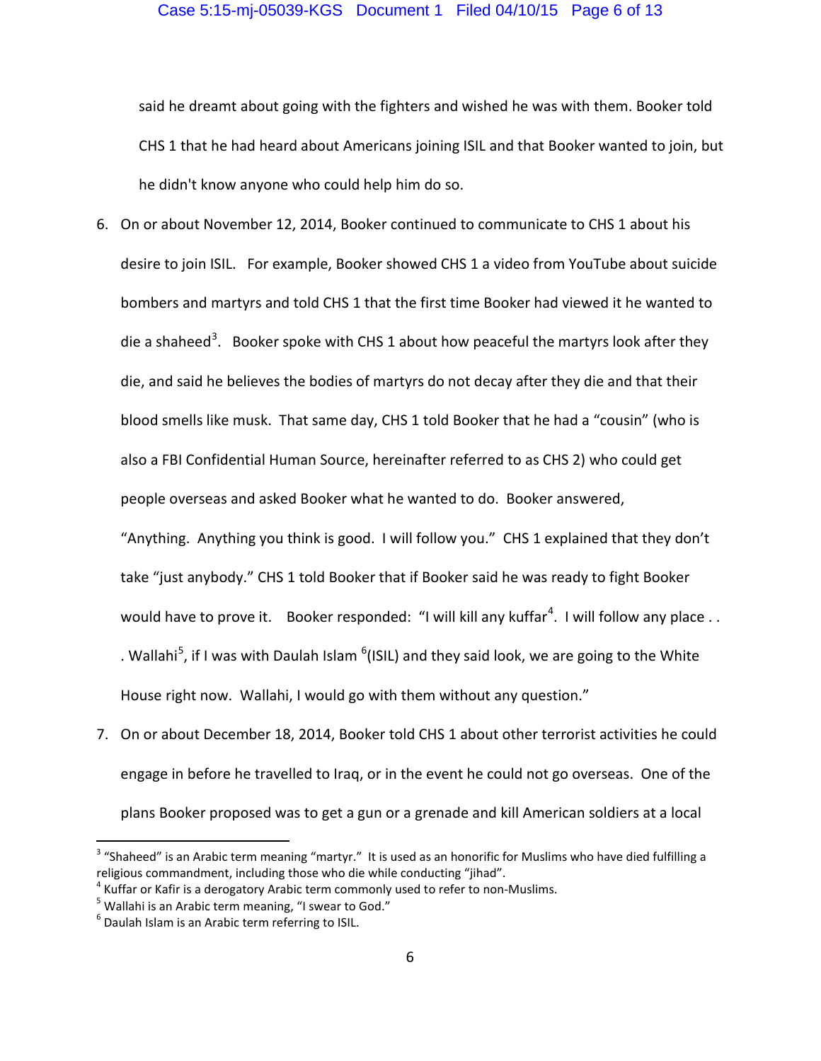said he dreamt about going with the fighters and wished he was with them. Booker told CHS 1 that he had heard about Americans joining ISIL and that Booker wanted to join, but he didn't know anyone who could help him do so.

6. On or about November 12, 2014, Booker continued to communicate to CHS 1 about his desire to join ISIL. For example, Booker showed CHS 1 a video from YouTube about suicide bombers and martyrs and told CHS 1 that the first time Booker had viewed it he wanted to die a shaheed[3]. Booker spoke with CHS 1 about how peaceful the martyrs look after they die, and said he believes the bodies of martyrs do not decay after they die and that their blood smells like musk. That same day, CHS 1 told Booker that he had a "cousin" (who is also a FBI Confidential Human Source, hereinafter referred to as CHS 2) who could get people overseas and asked Booker what he wanted to do. Booker answered, "Anything. Anything you think is good. I will follow you." CHS 1 explained that they don't take "just anybody." CHS 1 told Booker that if Booker said he was ready to fight Booker would have to prove it. Booker responded: "I will kill any kuffar[4]. I will follow any place . . . Wallahi[5], if I was with Daulah Islam [6](ISIL) and they said look, we are going to the White House right now. Wallahi, I would go with them without any question."

7. On or about December 18, 2014, Booker told CHS 1 about other terrorist activities he could engage in before he travelled to Iraq, or in the event he could not go overseas. One of the plans Booker proposed was to get a gun or a grenade and kill American soldiers at a local

---

[3] "Shaheed" is an Arabic term meaning "martyr." It is used as an honorific for Muslims who have died fulfilling a religious commandment, including those who die while conducting "jihad".

[4] Kuffar or Kafir is a derogatory Arabic term commonly used to refer to non-Muslims.

[5] Wallahi is an Arabic term meaning, "I swear to God."

[6] Daulah Islam is an Arabic term referring to ISIL.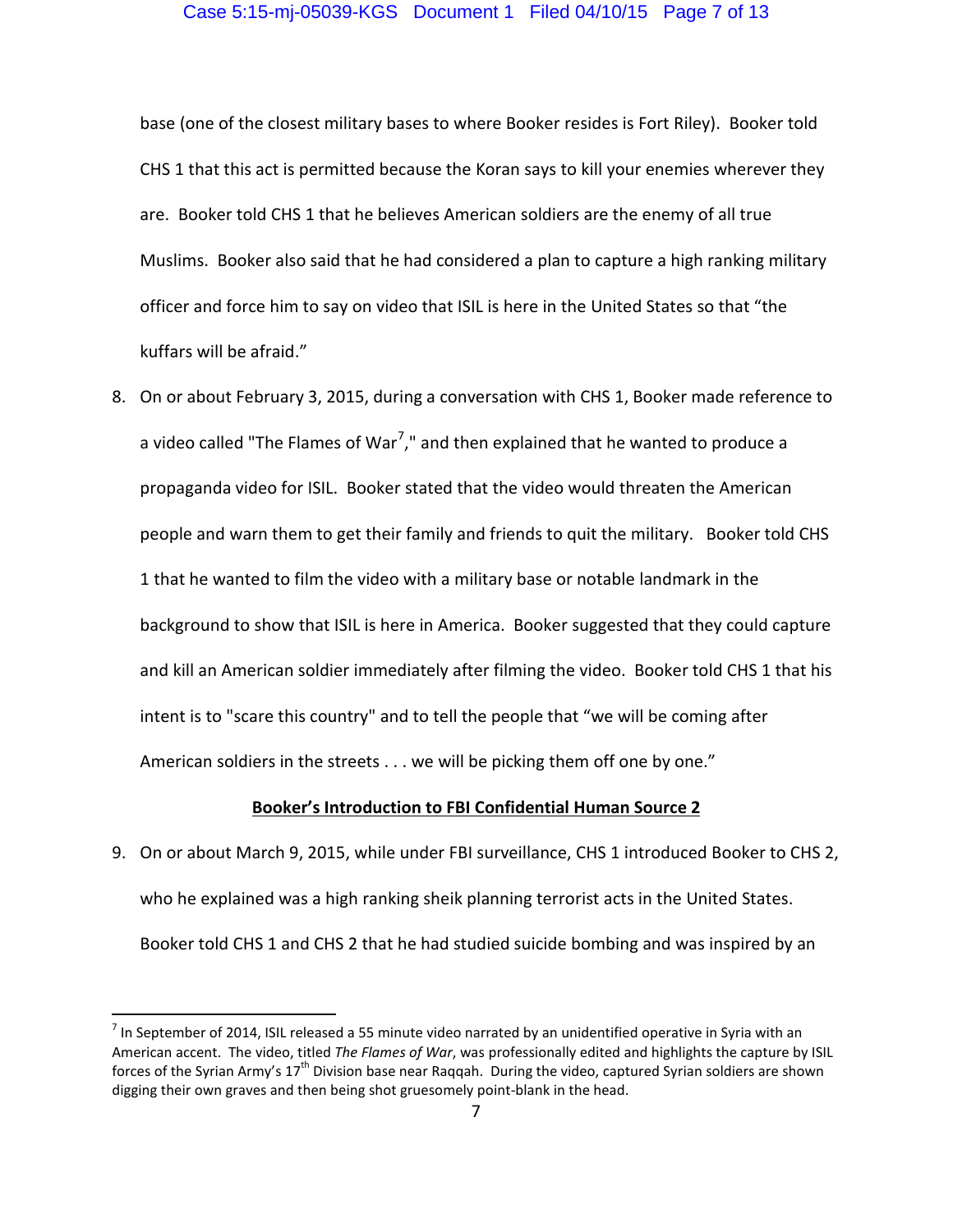base (one of the closest military bases to where Booker resides is Fort Riley). Booker told CHS 1 that this act is permitted because the Koran says to kill your enemies wherever they are. Booker told CHS 1 that he believes American soldiers are the enemy of all true Muslims. Booker also said that he had considered a plan to capture a high ranking military officer and force him to say on video that ISIL is here in the United States so that "the kuffars will be afraid."

8. On or about February 3, 2015, during a conversation with CHS 1, Booker made reference to a video called "The Flames of War[7]," and then explained that he wanted to produce a propaganda video for ISIL. Booker stated that the video would threaten the American people and warn them to get their family and friends to quit the military. Booker told CHS 1 that he wanted to film the video with a military base or notable landmark in the background to show that ISIL is here in America. Booker suggested that they could capture and kill an American soldier immediately after filming the video. Booker told CHS 1 that his intent is to "scare this country" and to tell the people that "we will be coming after American soldiers in the streets . . . we will be picking them off one by one."

**<u>Booker's Introduction to FBI Confidential Human Source 2</u>**

9. On or about March 9, 2015, while under FBI surveillance, CHS 1 introduced Booker to CHS 2, who he explained was a high ranking sheik planning terrorist acts in the United States. Booker told CHS 1 and CHS 2 that he had studied suicide bombing and was inspired by an

---

[7] In September of 2014, ISIL released a 55 minute video narrated by an unidentified operative in Syria with an American accent. The video, titled *The Flames of War*, was professionally edited and highlights the capture by ISIL forces of the Syrian Army's 17th Division base near Raqqah. During the video, captured Syrian soldiers are shown digging their own graves and then being shot gruesomely point-blank in the head.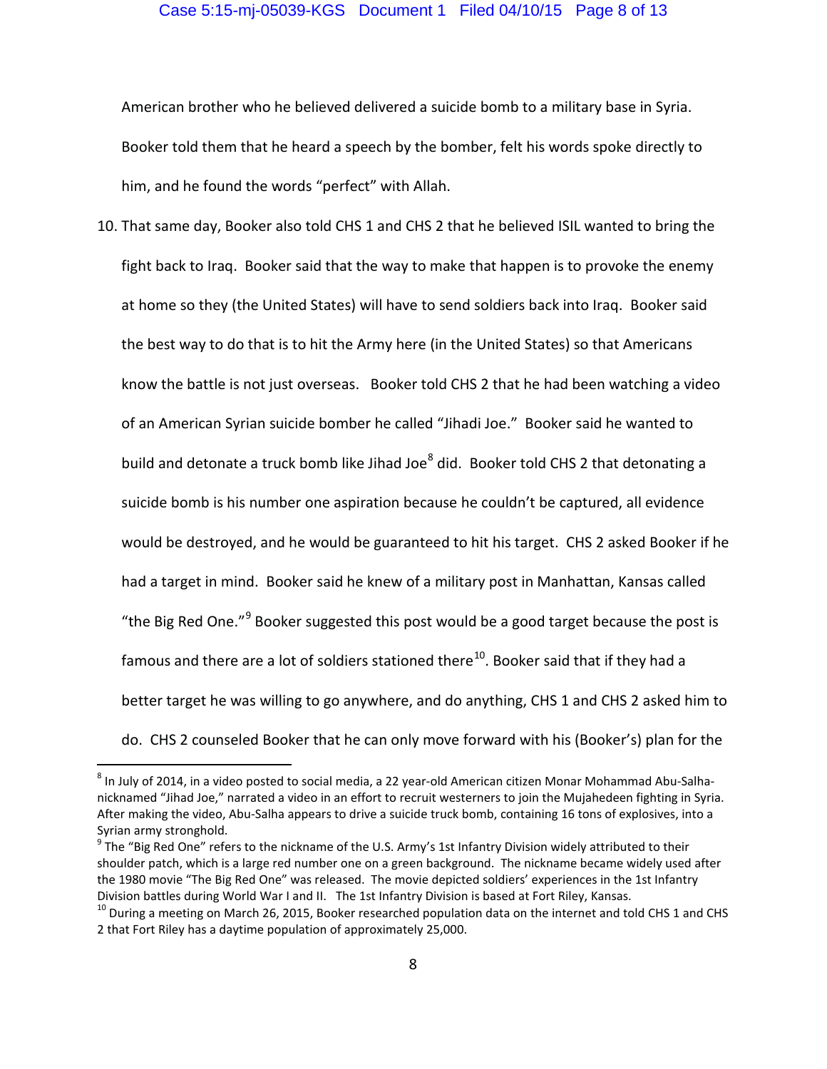American brother who he believed delivered a suicide bomb to a military base in Syria. Booker told them that he heard a speech by the bomber, felt his words spoke directly to him, and he found the words "perfect" with Allah.

10. That same day, Booker also told CHS 1 and CHS 2 that he believed ISIL wanted to bring the fight back to Iraq. Booker said that the way to make that happen is to provoke the enemy at home so they (the United States) will have to send soldiers back into Iraq. Booker said the best way to do that is to hit the Army here (in the United States) so that Americans know the battle is not just overseas. Booker told CHS 2 that he had been watching a video of an American Syrian suicide bomber he called "Jihadi Joe." Booker said he wanted to build and detonate a truck bomb like Jihad Joe[8] did. Booker told CHS 2 that detonating a suicide bomb is his number one aspiration because he couldn't be captured, all evidence would be destroyed, and he would be guaranteed to hit his target. CHS 2 asked Booker if he had a target in mind. Booker said he knew of a military post in Manhattan, Kansas called "the Big Red One."[9] Booker suggested this post would be a good target because the post is famous and there are a lot of soldiers stationed there[10]. Booker said that if they had a better target he was willing to go anywhere, and do anything, CHS 1 and CHS 2 asked him to do. CHS 2 counseled Booker that he can only move forward with his (Booker's) plan for the

---

[8] In July of 2014, in a video posted to social media, a 22 year-old American citizen Monar Mohammad Abu-Salha-nicknamed "Jihad Joe," narrated a video in an effort to recruit westerners to join the Mujahedeen fighting in Syria. After making the video, Abu-Salha appears to drive a suicide truck bomb, containing 16 tons of explosives, into a Syrian army stronghold.

[9] The "Big Red One" refers to the nickname of the U.S. Army's 1st Infantry Division widely attributed to their shoulder patch, which is a large red number one on a green background. The nickname became widely used after the 1980 movie "The Big Red One" was released. The movie depicted soldiers' experiences in the 1st Infantry Division battles during World War I and II. The 1st Infantry Division is based at Fort Riley, Kansas.

[10] During a meeting on March 26, 2015, Booker researched population data on the internet and told CHS 1 and CHS 2 that Fort Riley has a daytime population of approximately 25,000.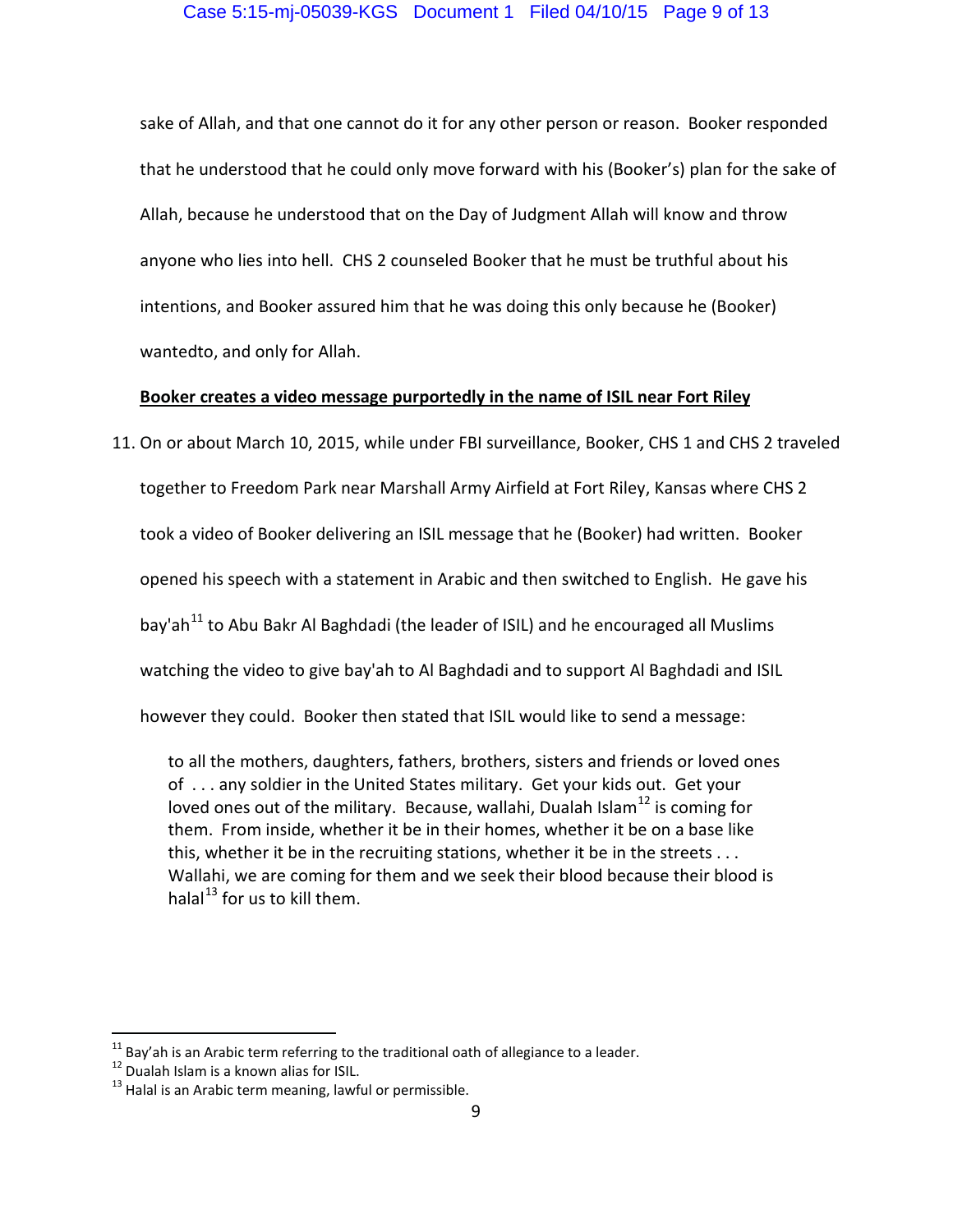sake of Allah, and that one cannot do it for any other person or reason. Booker responded that he understood that he could only move forward with his (Booker's) plan for the sake of Allah, because he understood that on the Day of Judgment Allah will know and throw anyone who lies into hell. CHS 2 counseled Booker that he must be truthful about his intentions, and Booker assured him that he was doing this only because he (Booker) wantedto, and only for Allah.

**<u>Booker creates a video message purportedly in the name of ISIL near Fort Riley</u>**

11. On or about March 10, 2015, while under FBI surveillance, Booker, CHS 1 and CHS 2 traveled together to Freedom Park near Marshall Army Airfield at Fort Riley, Kansas where CHS 2 took a video of Booker delivering an ISIL message that he (Booker) had written. Booker opened his speech with a statement in Arabic and then switched to English. He gave his bay'ah[11] to Abu Bakr Al Baghdadi (the leader of ISIL) and he encouraged all Muslims watching the video to give bay'ah to Al Baghdadi and to support Al Baghdadi and ISIL however they could. Booker then stated that ISIL would like to send a message:

> to all the mothers, daughters, fathers, brothers, sisters and friends or loved ones of . . . any soldier in the United States military. Get your kids out. Get your loved ones out of the military. Because, wallahi, Dualah Islam[12] is coming for them. From inside, whether it be in their homes, whether it be on a base like this, whether it be in the recruiting stations, whether it be in the streets . . . Wallahi, we are coming for them and we seek their blood because their blood is halal[13] for us to kill them.

---

[11] Bay'ah is an Arabic term referring to the traditional oath of allegiance to a leader.

[12] Dualah Islam is a known alias for ISIL.

[13] Halal is an Arabic term meaning, lawful or permissible.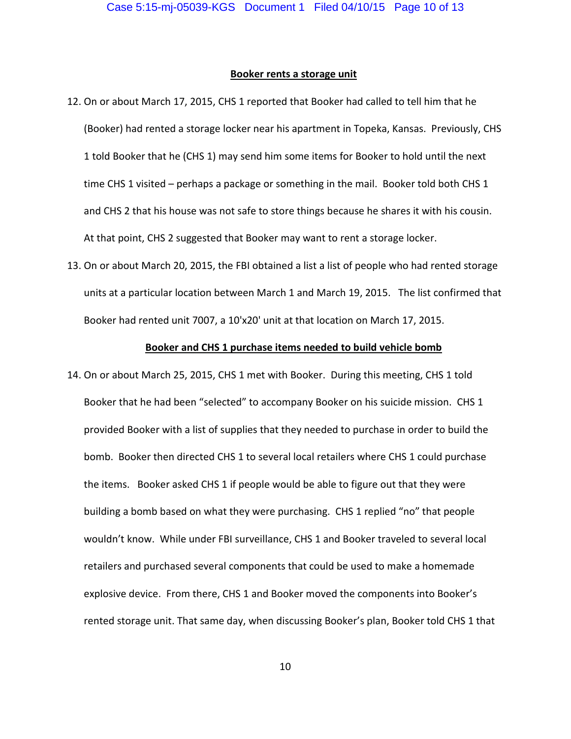**Booker rents a storage unit**

12. On or about March 17, 2015, CHS 1 reported that Booker had called to tell him that he (Booker) had rented a storage locker near his apartment in Topeka, Kansas. Previously, CHS 1 told Booker that he (CHS 1) may send him some items for Booker to hold until the next time CHS 1 visited – perhaps a package or something in the mail. Booker told both CHS 1 and CHS 2 that his house was not safe to store things because he shares it with his cousin. At that point, CHS 2 suggested that Booker may want to rent a storage locker.

13. On or about March 20, 2015, the FBI obtained a list a list of people who had rented storage units at a particular location between March 1 and March 19, 2015. The list confirmed that Booker had rented unit 7007, a 10'x20' unit at that location on March 17, 2015.

**Booker and CHS 1 purchase items needed to build vehicle bomb**

14. On or about March 25, 2015, CHS 1 met with Booker. During this meeting, CHS 1 told Booker that he had been "selected" to accompany Booker on his suicide mission. CHS 1 provided Booker with a list of supplies that they needed to purchase in order to build the bomb. Booker then directed CHS 1 to several local retailers where CHS 1 could purchase the items. Booker asked CHS 1 if people would be able to figure out that they were building a bomb based on what they were purchasing. CHS 1 replied "no" that people wouldn't know. While under FBI surveillance, CHS 1 and Booker traveled to several local retailers and purchased several components that could be used to make a homemade explosive device. From there, CHS 1 and Booker moved the components into Booker's rented storage unit. That same day, when discussing Booker's plan, Booker told CHS 1 that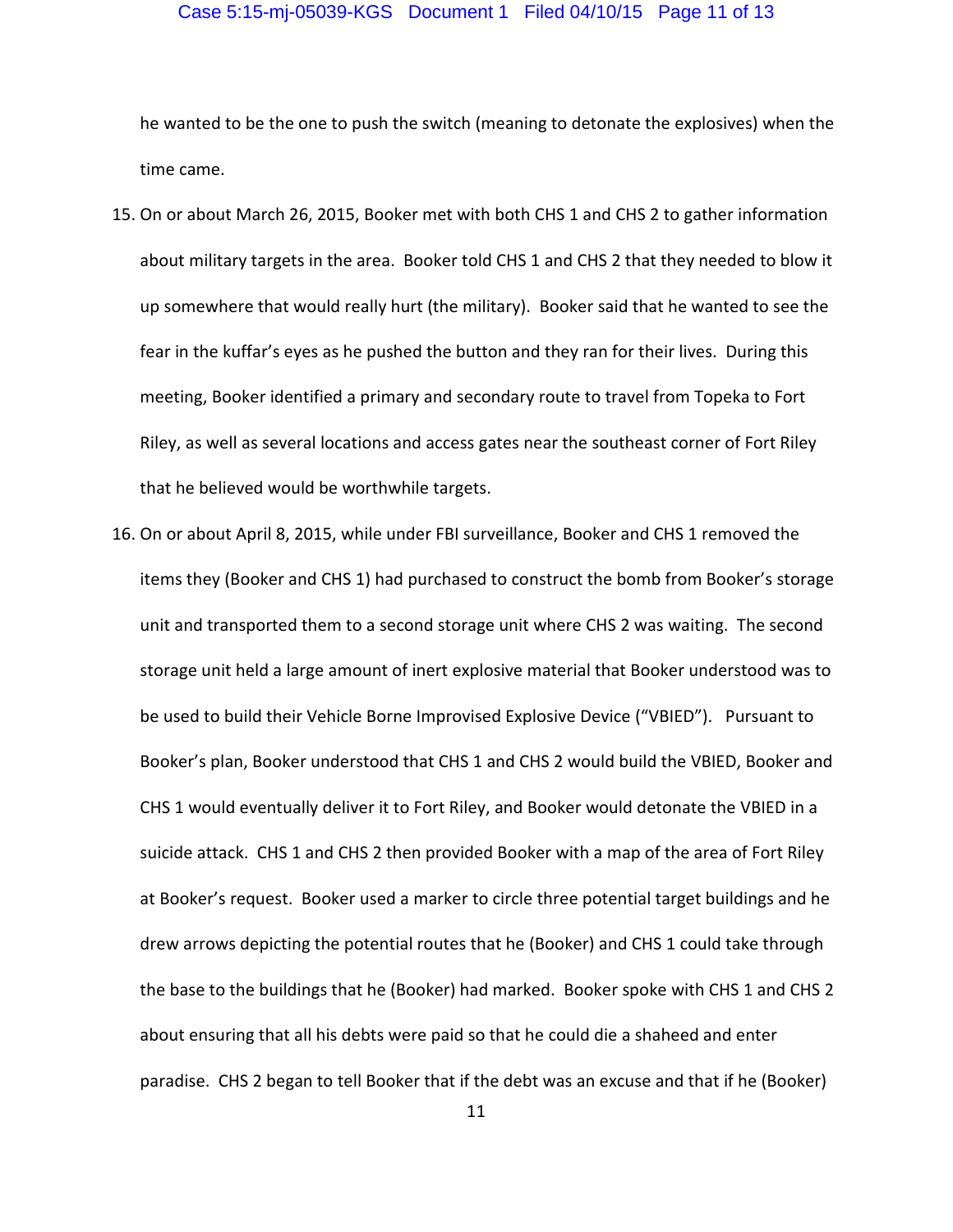he wanted to be the one to push the switch (meaning to detonate the explosives) when the time came.

15. On or about March 26, 2015, Booker met with both CHS 1 and CHS 2 to gather information about military targets in the area. Booker told CHS 1 and CHS 2 that they needed to blow it up somewhere that would really hurt (the military). Booker said that he wanted to see the fear in the kuffar's eyes as he pushed the button and they ran for their lives. During this meeting, Booker identified a primary and secondary route to travel from Topeka to Fort Riley, as well as several locations and access gates near the southeast corner of Fort Riley that he believed would be worthwhile targets.

16. On or about April 8, 2015, while under FBI surveillance, Booker and CHS 1 removed the items they (Booker and CHS 1) had purchased to construct the bomb from Booker's storage unit and transported them to a second storage unit where CHS 2 was waiting. The second storage unit held a large amount of inert explosive material that Booker understood was to be used to build their Vehicle Borne Improvised Explosive Device ("VBIED"). Pursuant to Booker's plan, Booker understood that CHS 1 and CHS 2 would build the VBIED, Booker and CHS 1 would eventually deliver it to Fort Riley, and Booker would detonate the VBIED in a suicide attack. CHS 1 and CHS 2 then provided Booker with a map of the area of Fort Riley at Booker's request. Booker used a marker to circle three potential target buildings and he drew arrows depicting the potential routes that he (Booker) and CHS 1 could take through the base to the buildings that he (Booker) had marked. Booker spoke with CHS 1 and CHS 2 about ensuring that all his debts were paid so that he could die a shaheed and enter paradise. CHS 2 began to tell Booker that if the debt was an excuse and that if he (Booker)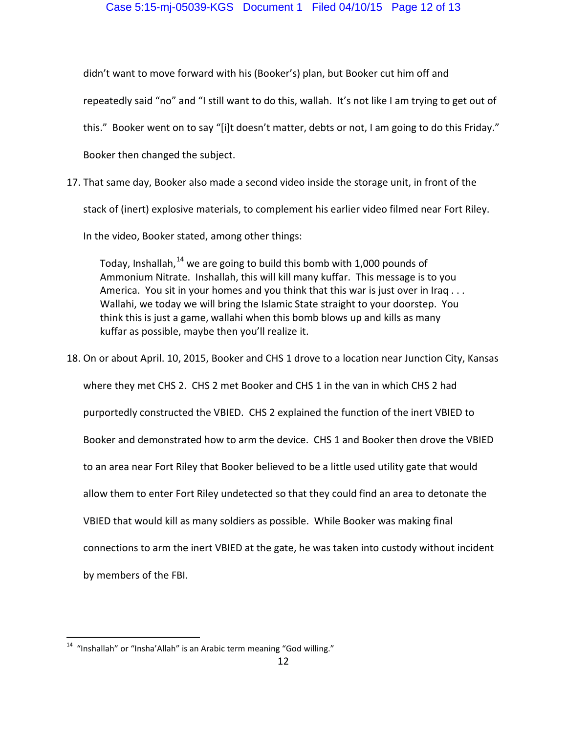didn't want to move forward with his (Booker's) plan, but Booker cut him off and repeatedly said "no" and "I still want to do this, wallah. It's not like I am trying to get out of this." Booker went on to say "[i]t doesn't matter, debts or not, I am going to do this Friday." Booker then changed the subject.

17. That same day, Booker also made a second video inside the storage unit, in front of the stack of (inert) explosive materials, to complement his earlier video filmed near Fort Riley. In the video, Booker stated, among other things:

> Today, Inshallah,[14] we are going to build this bomb with 1,000 pounds of Ammonium Nitrate. Inshallah, this will kill many kuffar. This message is to you America. You sit in your homes and you think that this war is just over in Iraq . . . Wallahi, we today we will bring the Islamic State straight to your doorstep. You think this is just a game, wallahi when this bomb blows up and kills as many kuffar as possible, maybe then you'll realize it.

18. On or about April. 10, 2015, Booker and CHS 1 drove to a location near Junction City, Kansas where they met CHS 2. CHS 2 met Booker and CHS 1 in the van in which CHS 2 had purportedly constructed the VBIED. CHS 2 explained the function of the inert VBIED to Booker and demonstrated how to arm the device. CHS 1 and Booker then drove the VBIED to an area near Fort Riley that Booker believed to be a little used utility gate that would allow them to enter Fort Riley undetected so that they could find an area to detonate the VBIED that would kill as many soldiers as possible. While Booker was making final connections to arm the inert VBIED at the gate, he was taken into custody without incident by members of the FBI.

---

[14] "Inshallah" or "Insha'Allah" is an Arabic term meaning "God willing."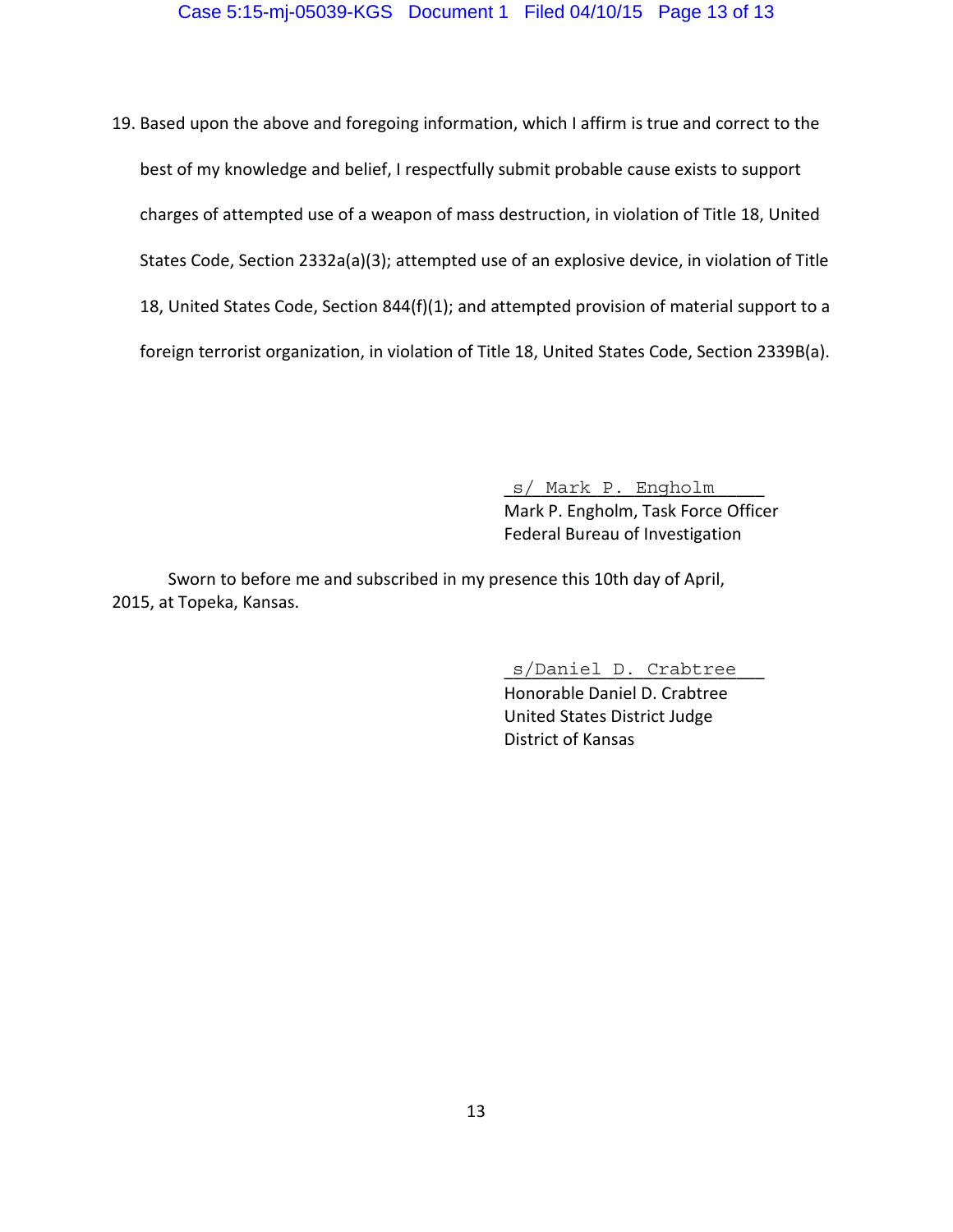19. Based upon the above and foregoing information, which I affirm is true and correct to the best of my knowledge and belief, I respectfully submit probable cause exists to support charges of attempted use of a weapon of mass destruction, in violation of Title 18, United States Code, Section 2332a(a)(3); attempted use of an explosive device, in violation of Title 18, United States Code, Section 844(f)(1); and attempted provision of material support to a foreign terrorist organization, in violation of Title 18, United States Code, Section 2339B(a).

s/ Mark P. Engholm
Mark P. Engholm, Task Force Officer
Federal Bureau of Investigation

Sworn to before me and subscribed in my presence this 10th day of April, 2015, at Topeka, Kansas.

s/Daniel D. Crabtree
Honorable Daniel D. Crabtree
United States District Judge
District of Kansas